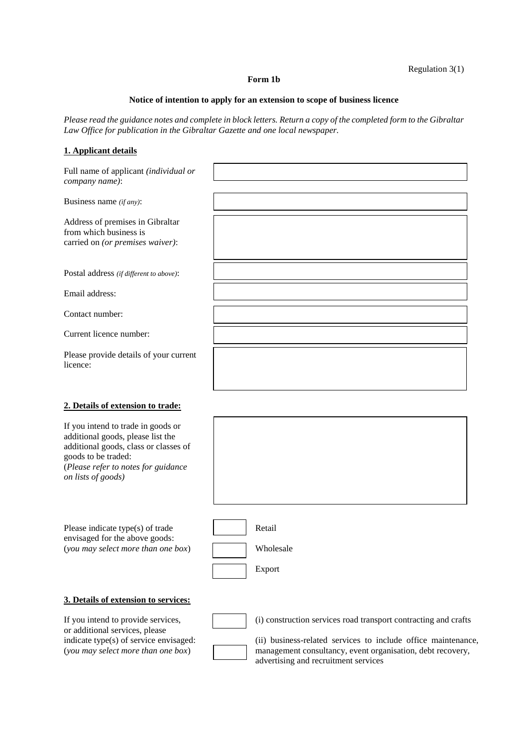Regulation 3(1)

**Form 1b**

**Notice of intention to apply for an extension to scope of business licence**

*Please read the guidance notes and complete in block letters. Return a copy of the completed form to the Gibraltar Law Office for publication in the Gibraltar Gazette and one local newspaper.*

## 1. Applicant details

| | |
|---|---|
| Full name of applicant *(individual or company name)*: | |
| Business name *(if any)*: | |
| Address of premises in Gibraltar from which business is carried on *(or premises waiver)*: | |
| Postal address *(if different to above)*: | |
| Email address: | |
| Contact number: | |
| Current licence number: | |
| Please provide details of your current licence: | |

## 2. Details of extension to trade:

| | |
|---|---|
| If you intend to trade in goods or additional goods, please list the additional goods, class or classes of goods to be traded: (*Please refer to notes for guidance on lists of goods)* | |

Please indicate type(s) of trade envisaged for the above goods: (*you may select more than one box*)

- [ ] Retail
- [ ] Wholesale
- [ ] Export

## 3. Details of extension to services:

If you intend to provide services, or additional services, please indicate type(s) of service envisaged: (*you may select more than one box*)

- [ ] (i) construction services road transport contracting and crafts
- [ ] (ii) business-related services to include office maintenance, management consultancy, event organisation, debt recovery, advertising and recruitment services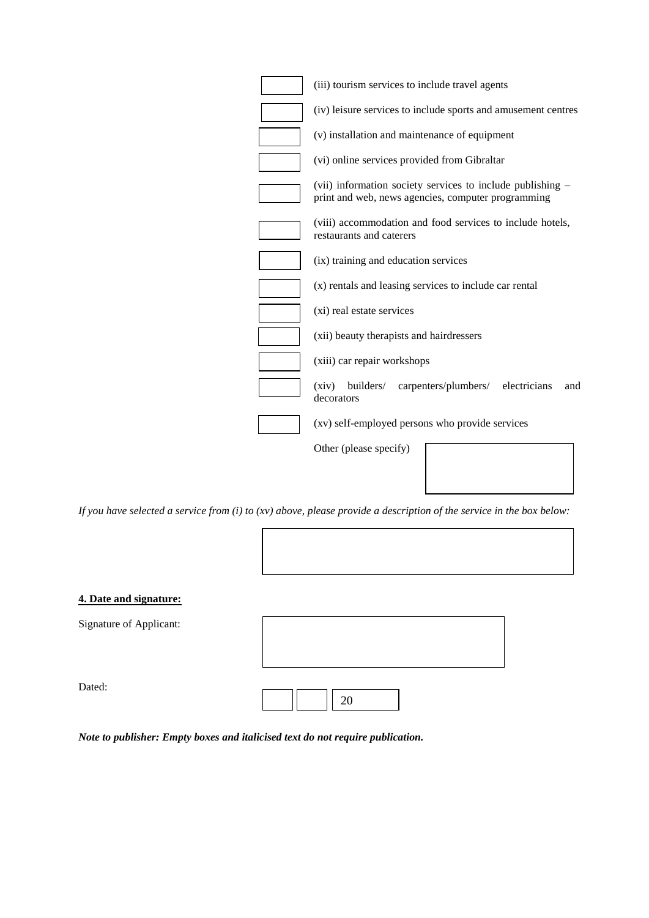- (iii) tourism services to include travel agents
- (iv) leisure services to include sports and amusement centres
- (v) installation and maintenance of equipment
- (vi) online services provided from Gibraltar
- (vii) information society services to include publishing – print and web, news agencies, computer programming
- (viii) accommodation and food services to include hotels, restaurants and caterers
- (ix) training and education services
- (x) rentals and leasing services to include car rental
- (xi) real estate services
- (xii) beauty therapists and hairdressers
- (xiii) car repair workshops
- (xiv) builders/ carpenters/plumbers/ electricians and decorators
- (xv) self-employed persons who provide services

Other (please specify)

*If you have selected a service from (i) to (xv) above, please provide a description of the service in the box below:*

**4. Date and signature:**

Signature of Applicant:

Dated: 20

***Note to publisher: Empty boxes and italicised text do not require publication.***